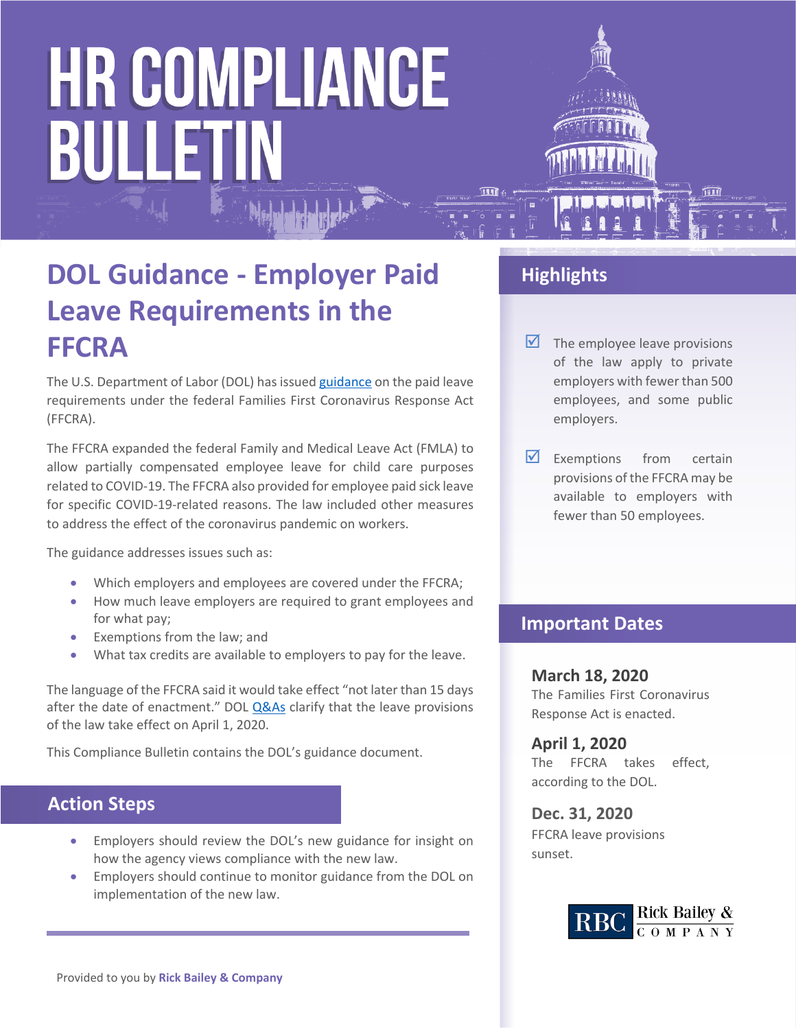# HR COMPLIANCE BULLETIN

## DOL Guidance - Employer Paid Leave Requirements in the FFCRA

The U.S. Department of Labor (DOL) has issued guidance on the paid leave requirements under the federal Families First Coronavirus Response Act (FFCRA).

The FFCRA expanded the federal Family and Medical Leave Act (FMLA) to allow partially compensated employee leave for child care purposes related to COVID-19. The FFCRA also provided for employee paid sick leave for specific COVID-19-related reasons. The law included other measures to address the effect of the coronavirus pandemic on workers.

The guidance addresses issues such as:

- Which employers and employees are covered under the FFCRA;
- How much leave employers are required to grant employees and for what pay;
- Exemptions from the law; and
- What tax credits are available to employers to pay for the leave.

The language of the FFCRA said it would take effect "not later than 15 days after the date of enactment." DOL Q&As clarify that the leave provisions of the law take effect on April 1, 2020.

This Compliance Bulletin contains the DOL's guidance document.

## Action Steps

- Employers should review the DOL's new guidance for insight on how the agency views compliance with the new law.
- Employers should continue to monitor guidance from the DOL on implementation of the new law.

## Highlights

- ☑ The employee leave provisions of the law apply to private employers with fewer than 500 employees, and some public employers.
- ☑ Exemptions from certain provisions of the FFCRA may be available to employers with fewer than 50 employees.

## Important Dates

**March 18, 2020**
The Families First Coronavirus Response Act is enacted.

**April 1, 2020**
The FFCRA takes effect, according to the DOL.

**Dec. 31, 2020**
FFCRA leave provisions sunset.

Provided to you by **Rick Bailey & Company**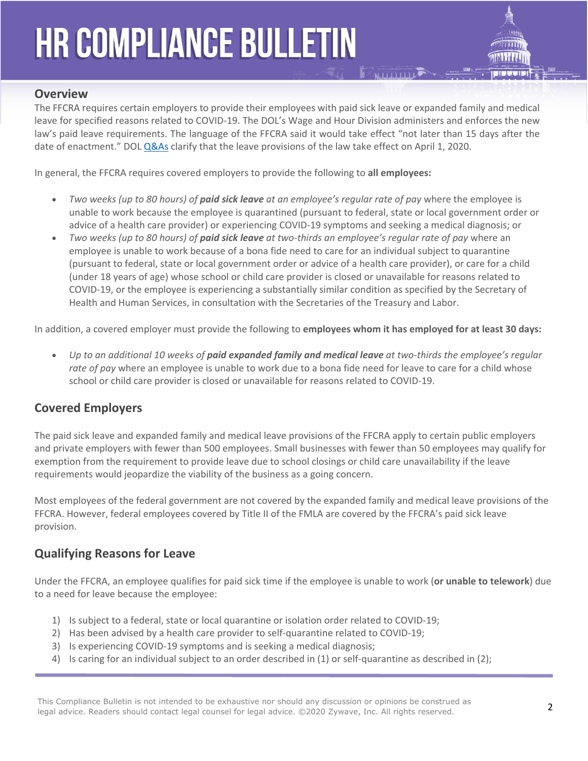## Overview

The FFCRA requires certain employers to provide their employees with paid sick leave or expanded family and medical leave for specified reasons related to COVID-19. The DOL's Wage and Hour Division administers and enforces the new law's paid leave requirements. The language of the FFCRA said it would take effect "not later than 15 days after the date of enactment." DOL Q&As clarify that the leave provisions of the law take effect on April 1, 2020.

In general, the FFCRA requires covered employers to provide the following to **all employees:**

- *Two weeks (up to 80 hours) of* ***paid sick leave*** *at an employee's regular rate of pay* where the employee is unable to work because the employee is quarantined (pursuant to federal, state or local government order or advice of a health care provider) or experiencing COVID-19 symptoms and seeking a medical diagnosis; or
- *Two weeks (up to 80 hours) of* ***paid sick leave*** *at two-thirds an employee's regular rate of pay* where an employee is unable to work because of a bona fide need to care for an individual subject to quarantine (pursuant to federal, state or local government order or advice of a health care provider), or care for a child (under 18 years of age) whose school or child care provider is closed or unavailable for reasons related to COVID-19, or the employee is experiencing a substantially similar condition as specified by the Secretary of Health and Human Services, in consultation with the Secretaries of the Treasury and Labor.

In addition, a covered employer must provide the following to **employees whom it has employed for at least 30 days:**

- *Up to an additional 10 weeks of* ***paid expanded family and medical leave*** *at two-thirds the employee's regular rate of pay* where an employee is unable to work due to a bona fide need for leave to care for a child whose school or child care provider is closed or unavailable for reasons related to COVID-19.

## Covered Employers

The paid sick leave and expanded family and medical leave provisions of the FFCRA apply to certain public employers and private employers with fewer than 500 employees. Small businesses with fewer than 50 employees may qualify for exemption from the requirement to provide leave due to school closings or child care unavailability if the leave requirements would jeopardize the viability of the business as a going concern.

Most employees of the federal government are not covered by the expanded family and medical leave provisions of the FFCRA. However, federal employees covered by Title II of the FMLA are covered by the FFCRA's paid sick leave provision.

## Qualifying Reasons for Leave

Under the FFCRA, an employee qualifies for paid sick time if the employee is unable to work (**or unable to telework**) due to a need for leave because the employee:

1) Is subject to a federal, state or local quarantine or isolation order related to COVID-19;
2) Has been advised by a health care provider to self-quarantine related to COVID-19;
3) Is experiencing COVID-19 symptoms and is seeking a medical diagnosis;
4) Is caring for an individual subject to an order described in (1) or self-quarantine as described in (2);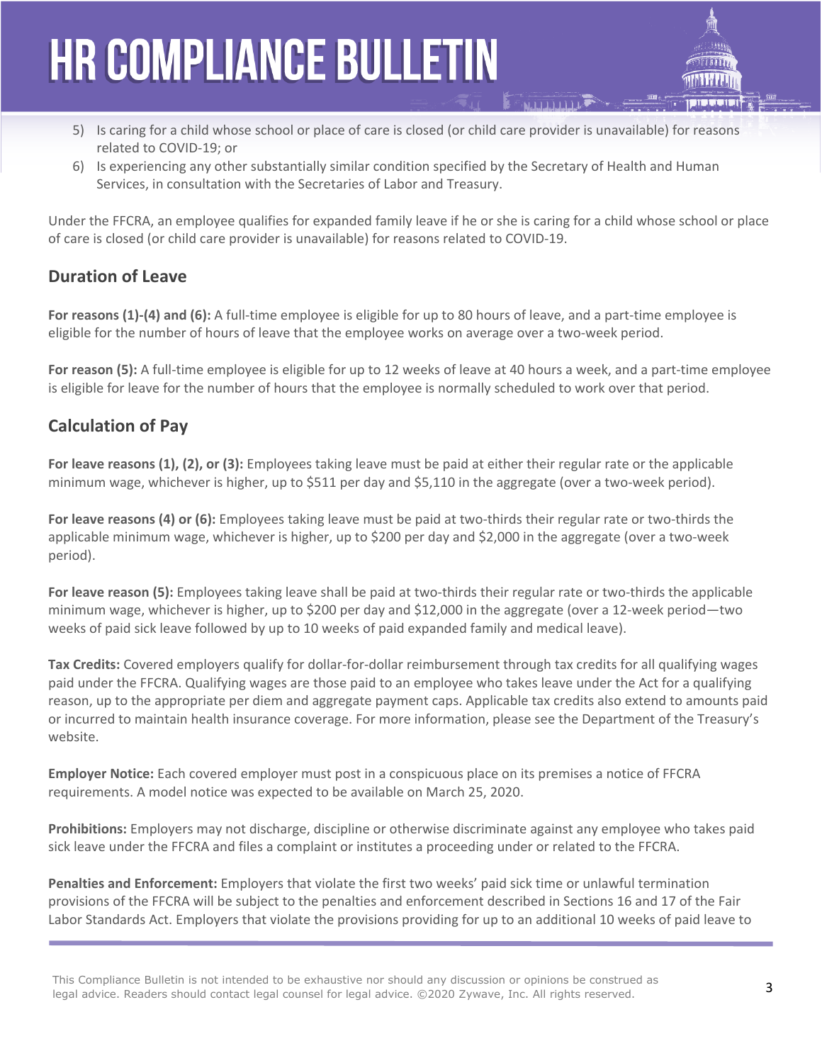5) Is caring for a child whose school or place of care is closed (or child care provider is unavailable) for reasons related to COVID-19; or
6) Is experiencing any other substantially similar condition specified by the Secretary of Health and Human Services, in consultation with the Secretaries of Labor and Treasury.

Under the FFCRA, an employee qualifies for expanded family leave if he or she is caring for a child whose school or place of care is closed (or child care provider is unavailable) for reasons related to COVID-19.

## Duration of Leave

**For reasons (1)-(4) and (6):** A full-time employee is eligible for up to 80 hours of leave, and a part-time employee is eligible for the number of hours of leave that the employee works on average over a two-week period.

**For reason (5):** A full-time employee is eligible for up to 12 weeks of leave at 40 hours a week, and a part-time employee is eligible for leave for the number of hours that the employee is normally scheduled to work over that period.

## Calculation of Pay

**For leave reasons (1), (2), or (3):** Employees taking leave must be paid at either their regular rate or the applicable minimum wage, whichever is higher, up to $511 per day and $5,110 in the aggregate (over a two-week period).

**For leave reasons (4) or (6):** Employees taking leave must be paid at two-thirds their regular rate or two-thirds the applicable minimum wage, whichever is higher, up to $200 per day and $2,000 in the aggregate (over a two-week period).

**For leave reason (5):** Employees taking leave shall be paid at two-thirds their regular rate or two-thirds the applicable minimum wage, whichever is higher, up to $200 per day and $12,000 in the aggregate (over a 12-week period—two weeks of paid sick leave followed by up to 10 weeks of paid expanded family and medical leave).

**Tax Credits:** Covered employers qualify for dollar-for-dollar reimbursement through tax credits for all qualifying wages paid under the FFCRA. Qualifying wages are those paid to an employee who takes leave under the Act for a qualifying reason, up to the appropriate per diem and aggregate payment caps. Applicable tax credits also extend to amounts paid or incurred to maintain health insurance coverage. For more information, please see the Department of the Treasury's website.

**Employer Notice:** Each covered employer must post in a conspicuous place on its premises a notice of FFCRA requirements. A model notice was expected to be available on March 25, 2020.

**Prohibitions:** Employers may not discharge, discipline or otherwise discriminate against any employee who takes paid sick leave under the FFCRA and files a complaint or institutes a proceeding under or related to the FFCRA.

**Penalties and Enforcement:** Employers that violate the first two weeks' paid sick time or unlawful termination provisions of the FFCRA will be subject to the penalties and enforcement described in Sections 16 and 17 of the Fair Labor Standards Act. Employers that violate the provisions providing for up to an additional 10 weeks of paid leave to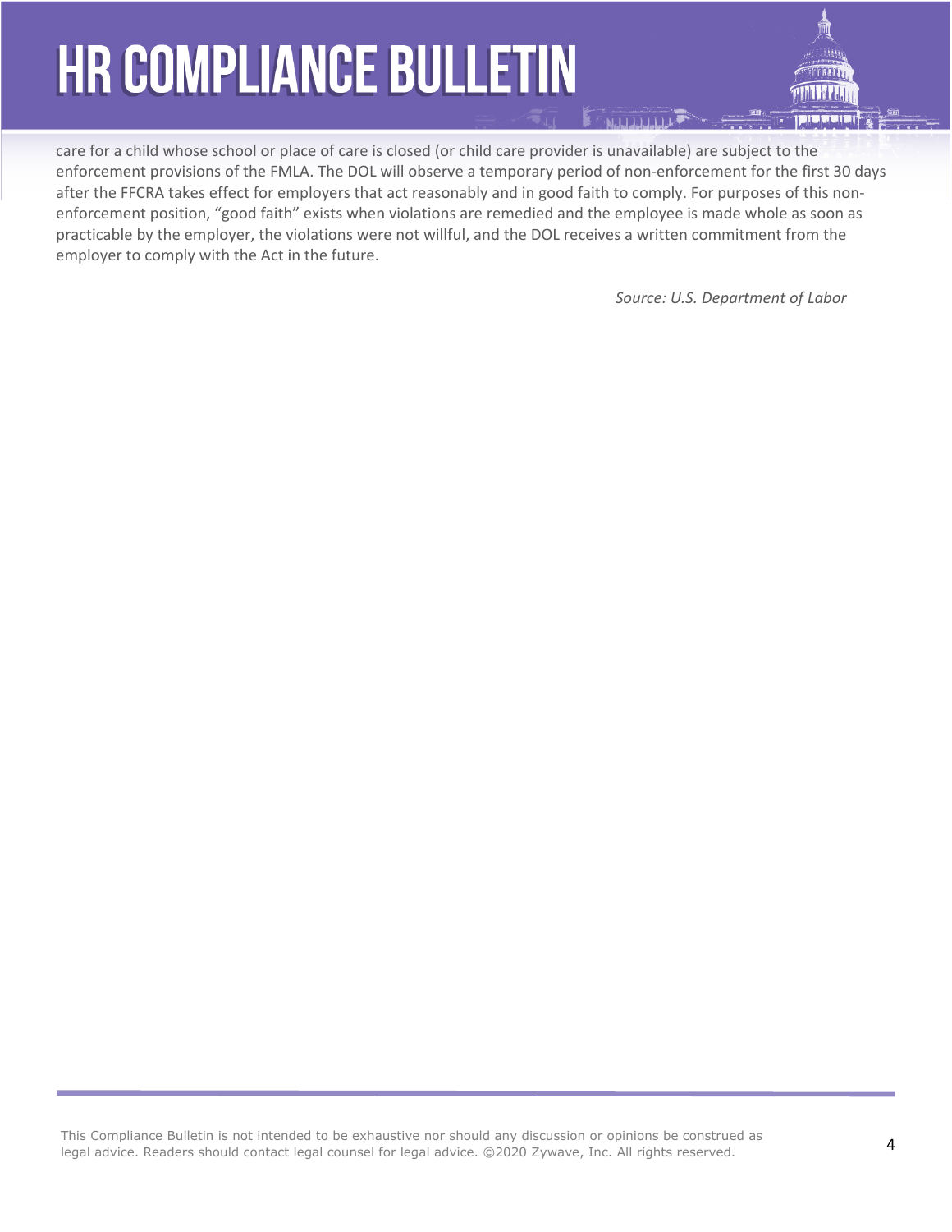care for a child whose school or place of care is closed (or child care provider is unavailable) are subject to the enforcement provisions of the FMLA. The DOL will observe a temporary period of non-enforcement for the first 30 days after the FFCRA takes effect for employers that act reasonably and in good faith to comply. For purposes of this non-enforcement position, "good faith" exists when violations are remedied and the employee is made whole as soon as practicable by the employer, the violations were not willful, and the DOL receives a written commitment from the employer to comply with the Act in the future.

*Source: U.S. Department of Labor*